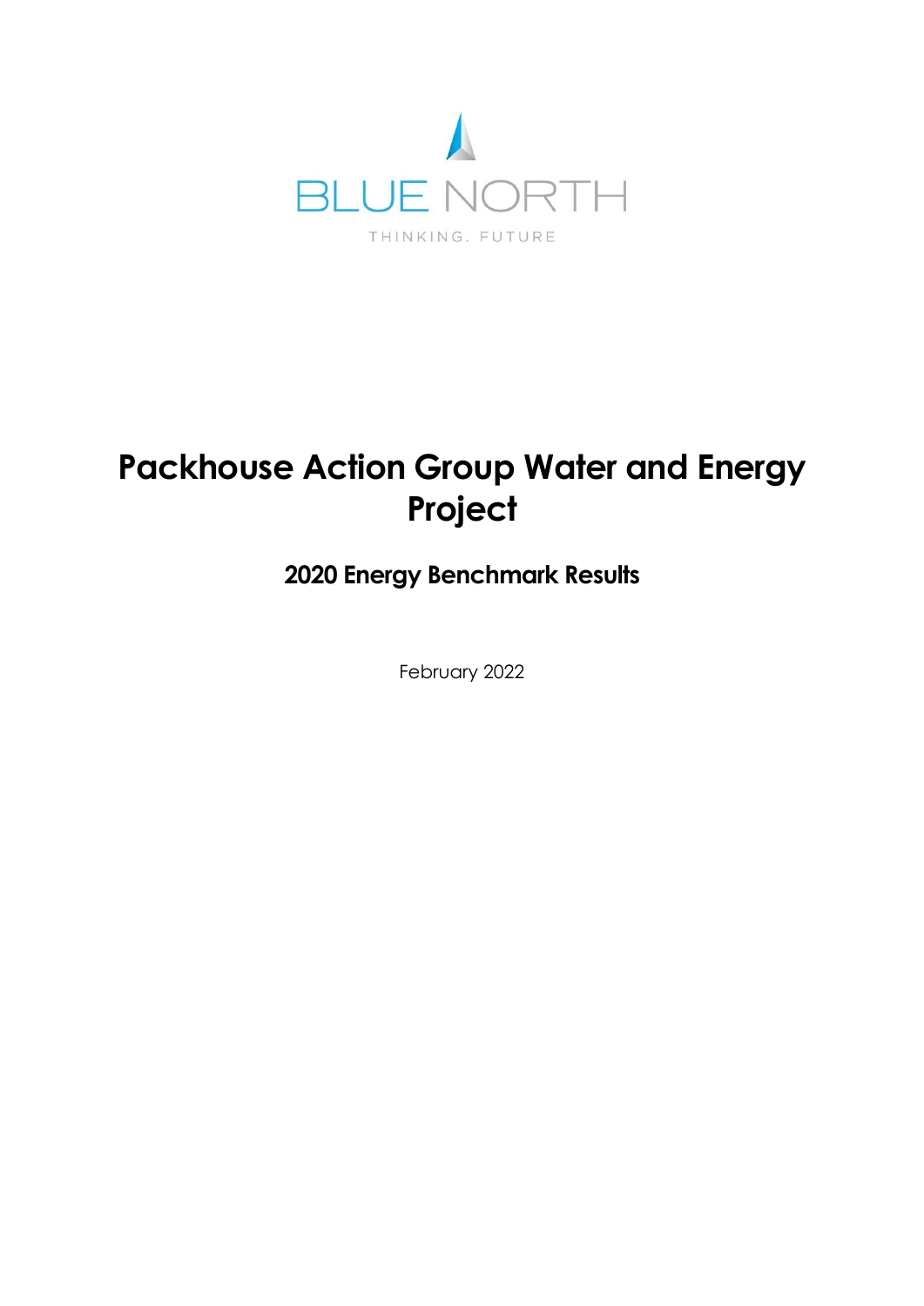BLUE NORTH

THINKING. FUTURE

# Packhouse Action Group Water and Energy Project

## 2020 Energy Benchmark Results

February 2022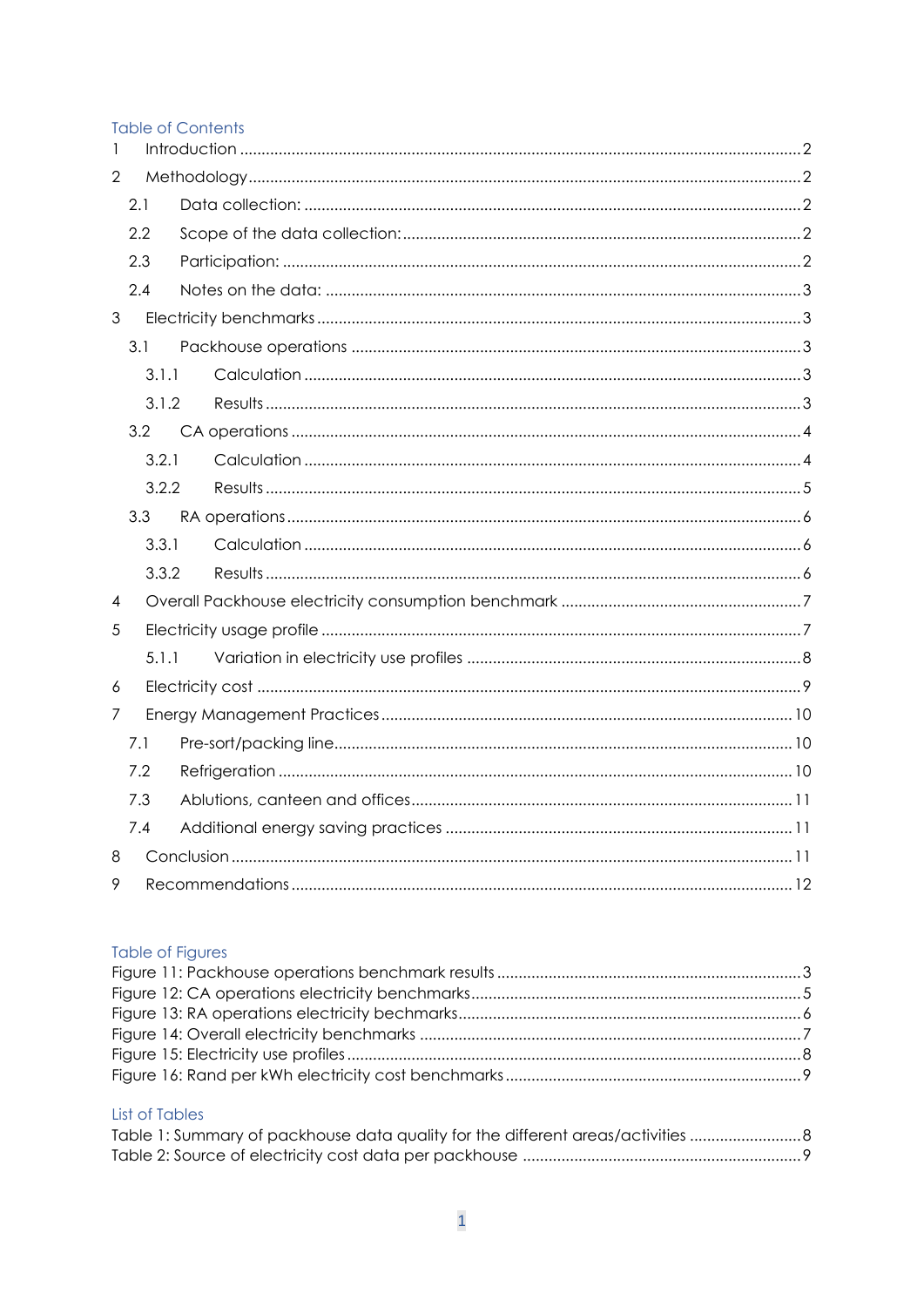## Table of Contents

1 Introduction .......... 2

2 Methodology .......... 2

- 2.1 Data collection: .......... 2
- 2.2 Scope of the data collection: .......... 2
- 2.3 Participation: .......... 2
- 2.4 Notes on the data: .......... 3

3 Electricity benchmarks .......... 3

- 3.1 Packhouse operations .......... 3
  - 3.1.1 Calculation .......... 3
  - 3.1.2 Results .......... 3
- 3.2 CA operations .......... 4
  - 3.2.1 Calculation .......... 4
  - 3.2.2 Results .......... 5
- 3.3 RA operations .......... 6
  - 3.3.1 Calculation .......... 6
  - 3.3.2 Results .......... 6

4 Overall Packhouse electricity consumption benchmark .......... 7

5 Electricity usage profile .......... 7

- 5.1.1 Variation in electricity use profiles .......... 8

6 Electricity cost .......... 9

7 Energy Management Practices .......... 10

- 7.1 Pre-sort/packing line .......... 10
- 7.2 Refrigeration .......... 10
- 7.3 Ablutions, canteen and offices .......... 11
- 7.4 Additional energy saving practices .......... 11

8 Conclusion .......... 11

9 Recommendations .......... 12

## Table of Figures

Figure 11: Packhouse operations benchmark results .......... 3

Figure 12: CA operations electricity benchmarks .......... 5

Figure 13: RA operations electricity bechmarks .......... 6

Figure 14: Overall electricity benchmarks .......... 7

Figure 15: Electricity use profiles .......... 8

Figure 16: Rand per kWh electricity cost benchmarks .......... 9

## List of Tables

Table 1: Summary of packhouse data quality for the different areas/activities .......... 8

Table 2: Source of electricity cost data per packhouse .......... 9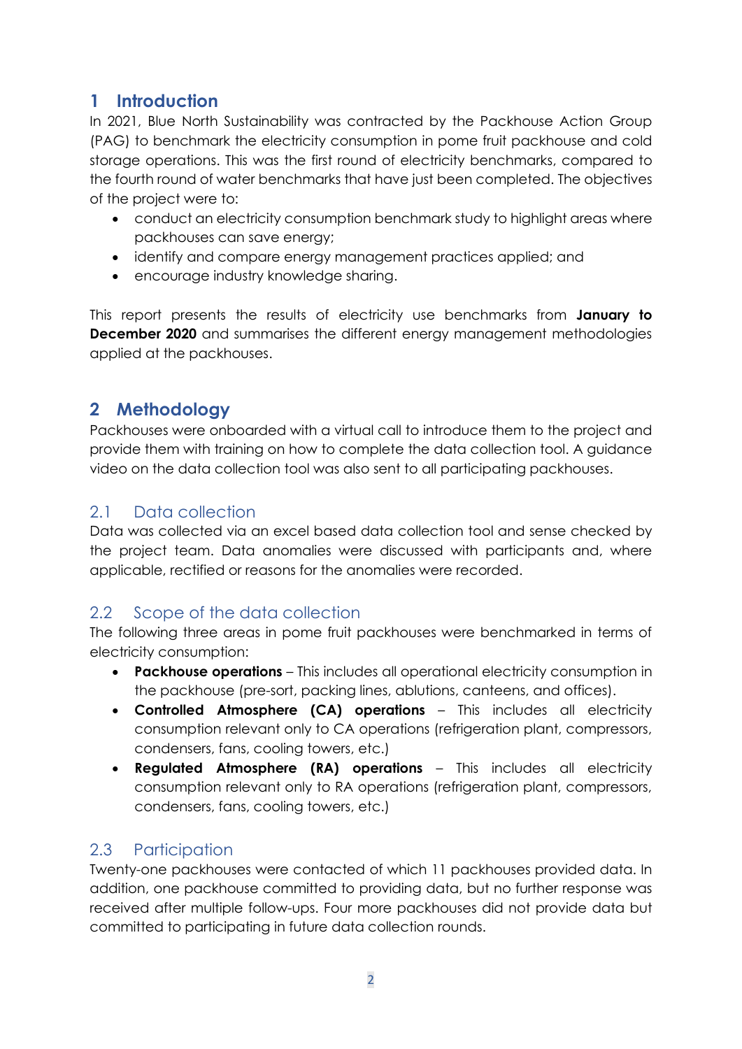# 1 Introduction

In 2021, Blue North Sustainability was contracted by the Packhouse Action Group (PAG) to benchmark the electricity consumption in pome fruit packhouse and cold storage operations. This was the first round of electricity benchmarks, compared to the fourth round of water benchmarks that have just been completed. The objectives of the project were to:

- conduct an electricity consumption benchmark study to highlight areas where packhouses can save energy;
- identify and compare energy management practices applied; and
- encourage industry knowledge sharing.

This report presents the results of electricity use benchmarks from **January to December 2020** and summarises the different energy management methodologies applied at the packhouses.

# 2 Methodology

Packhouses were onboarded with a virtual call to introduce them to the project and provide them with training on how to complete the data collection tool. A guidance video on the data collection tool was also sent to all participating packhouses.

## 2.1 Data collection

Data was collected via an excel based data collection tool and sense checked by the project team. Data anomalies were discussed with participants and, where applicable, rectified or reasons for the anomalies were recorded.

## 2.2 Scope of the data collection

The following three areas in pome fruit packhouses were benchmarked in terms of electricity consumption:

- **Packhouse operations** – This includes all operational electricity consumption in the packhouse (pre-sort, packing lines, ablutions, canteens, and offices).
- **Controlled Atmosphere (CA) operations** – This includes all electricity consumption relevant only to CA operations (refrigeration plant, compressors, condensers, fans, cooling towers, etc.)
- **Regulated Atmosphere (RA) operations** – This includes all electricity consumption relevant only to RA operations (refrigeration plant, compressors, condensers, fans, cooling towers, etc.)

## 2.3 Participation

Twenty-one packhouses were contacted of which 11 packhouses provided data. In addition, one packhouse committed to providing data, but no further response was received after multiple follow-ups. Four more packhouses did not provide data but committed to participating in future data collection rounds.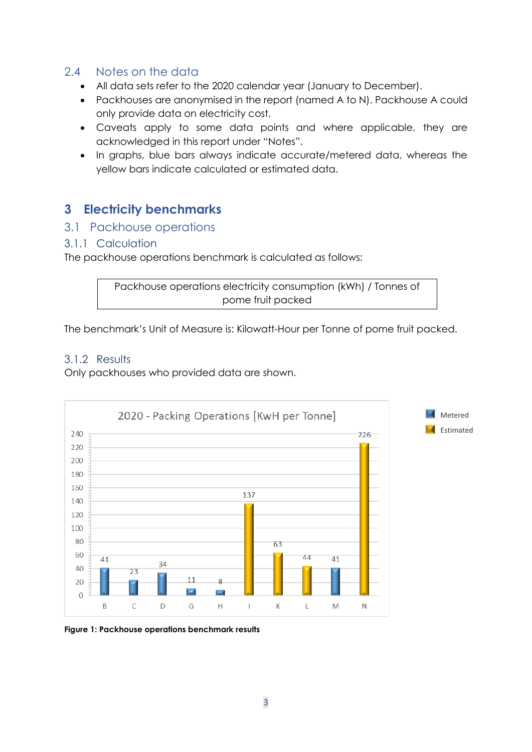## 2.4 Notes on the data

- All data sets refer to the 2020 calendar year (January to December).
- Packhouses are anonymised in the report (named A to N). Packhouse A could only provide data on electricity cost.
- Caveats apply to some data points and where applicable, they are acknowledged in this report under "Notes".
- In graphs, blue bars always indicate accurate/metered data, whereas the yellow bars indicate calculated or estimated data.

# 3 Electricity benchmarks

## 3.1 Packhouse operations

### 3.1.1 Calculation

The packhouse operations benchmark is calculated as follows:

| Packhouse operations electricity consumption (kWh) / Tonnes of pome fruit packed |
|---|

The benchmark's Unit of Measure is: Kilowatt-Hour per Tonne of pome fruit packed.

### 3.1.2 Results

Only packhouses who provided data are shown.

**Figure 1: Packhouse operations benchmark results**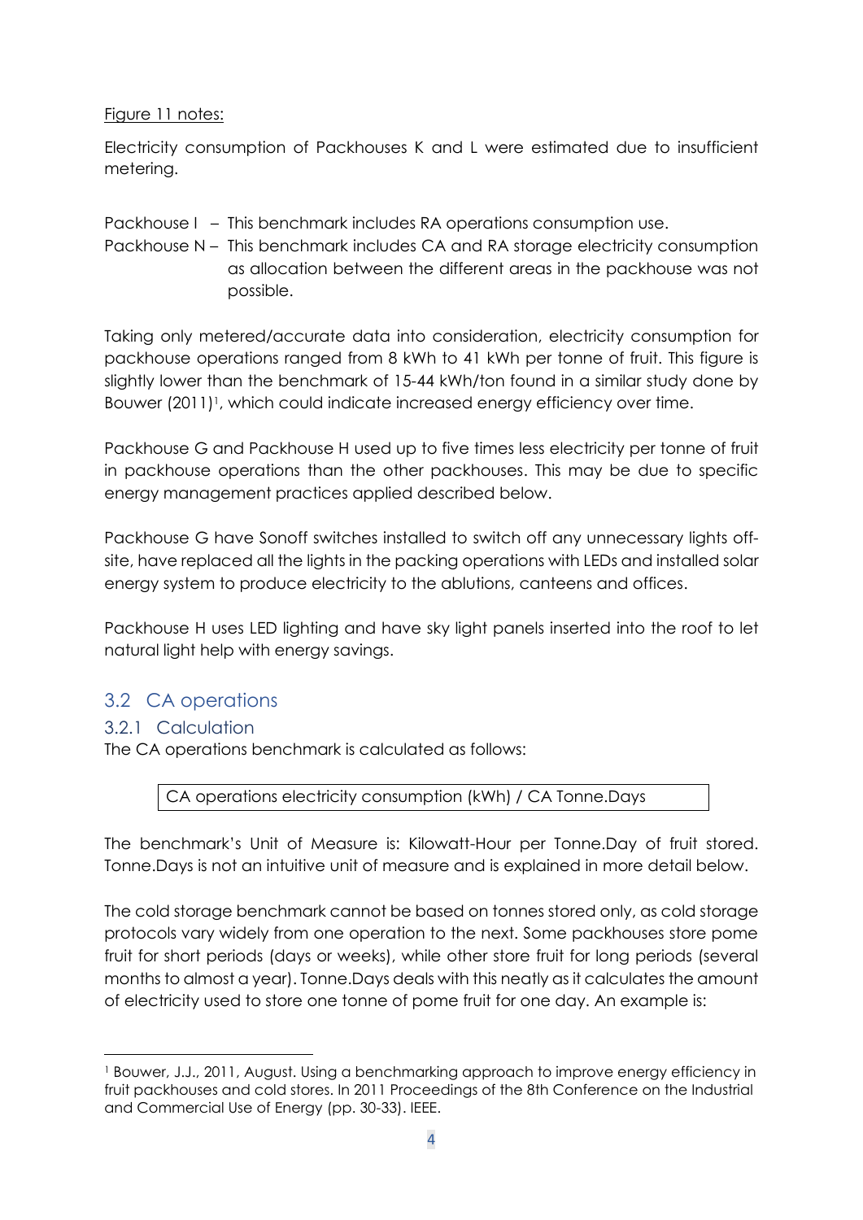Figure 11 notes:

Electricity consumption of Packhouses K and L were estimated due to insufficient metering.

Packhouse I – This benchmark includes RA operations consumption use.

Packhouse N – This benchmark includes CA and RA storage electricity consumption as allocation between the different areas in the packhouse was not possible.

Taking only metered/accurate data into consideration, electricity consumption for packhouse operations ranged from 8 kWh to 41 kWh per tonne of fruit. This figure is slightly lower than the benchmark of 15-44 kWh/ton found in a similar study done by Bouwer (2011)[1], which could indicate increased energy efficiency over time.

Packhouse G and Packhouse H used up to five times less electricity per tonne of fruit in packhouse operations than the other packhouses. This may be due to specific energy management practices applied described below.

Packhouse G have Sonoff switches installed to switch off any unnecessary lights off-site, have replaced all the lights in the packing operations with LEDs and installed solar energy system to produce electricity to the ablutions, canteens and offices.

Packhouse H uses LED lighting and have sky light panels inserted into the roof to let natural light help with energy savings.

## 3.2 CA operations

### 3.2.1 Calculation

The CA operations benchmark is calculated as follows:

| CA operations electricity consumption (kWh) / CA Tonne.Days |
|---|

The benchmark's Unit of Measure is: Kilowatt-Hour per Tonne.Day of fruit stored. Tonne.Days is not an intuitive unit of measure and is explained in more detail below.

The cold storage benchmark cannot be based on tonnes stored only, as cold storage protocols vary widely from one operation to the next. Some packhouses store pome fruit for short periods (days or weeks), while other store fruit for long periods (several months to almost a year). Tonne.Days deals with this neatly as it calculates the amount of electricity used to store one tonne of pome fruit for one day. An example is:

[1] Bouwer, J.J., 2011, August. Using a benchmarking approach to improve energy efficiency in fruit packhouses and cold stores. In 2011 Proceedings of the 8th Conference on the Industrial and Commercial Use of Energy (pp. 30-33). IEEE.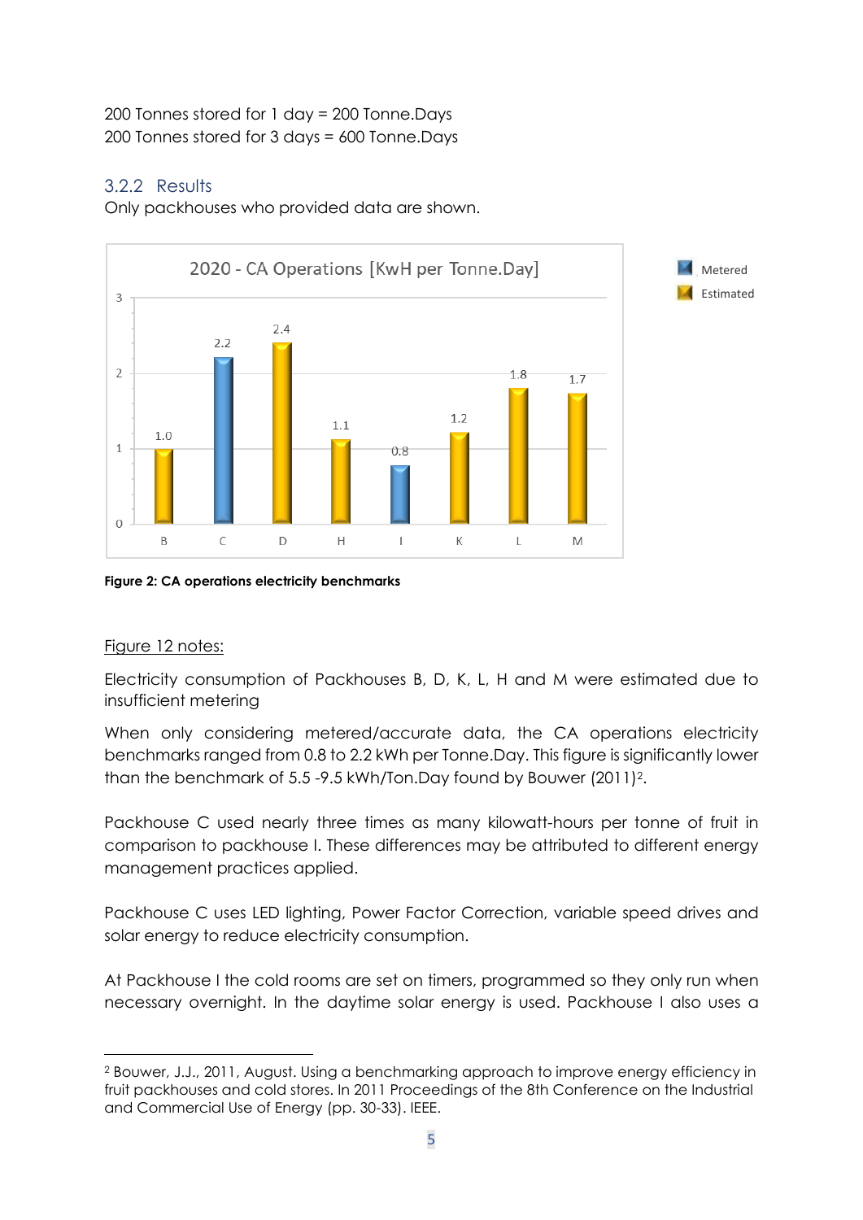200 Tonnes stored for 1 day = 200 Tonne.Days
200 Tonnes stored for 3 days = 600 Tonne.Days

### 3.2.2 Results

Only packhouses who provided data are shown.

**Figure 2: CA operations electricity benchmarks**

Figure 12 notes:

Electricity consumption of Packhouses B, D, K, L, H and M were estimated due to insufficient metering

When only considering metered/accurate data, the CA operations electricity benchmarks ranged from 0.8 to 2.2 kWh per Tonne.Day. This figure is significantly lower than the benchmark of 5.5 -9.5 kWh/Ton.Day found by Bouwer (2011)[2].

Packhouse C used nearly three times as many kilowatt-hours per tonne of fruit in comparison to packhouse I. These differences may be attributed to different energy management practices applied.

Packhouse C uses LED lighting, Power Factor Correction, variable speed drives and solar energy to reduce electricity consumption.

At Packhouse I the cold rooms are set on timers, programmed so they only run when necessary overnight. In the daytime solar energy is used. Packhouse I also uses a

[2] Bouwer, J.J., 2011, August. Using a benchmarking approach to improve energy efficiency in fruit packhouses and cold stores. In 2011 Proceedings of the 8th Conference on the Industrial and Commercial Use of Energy (pp. 30-33). IEEE.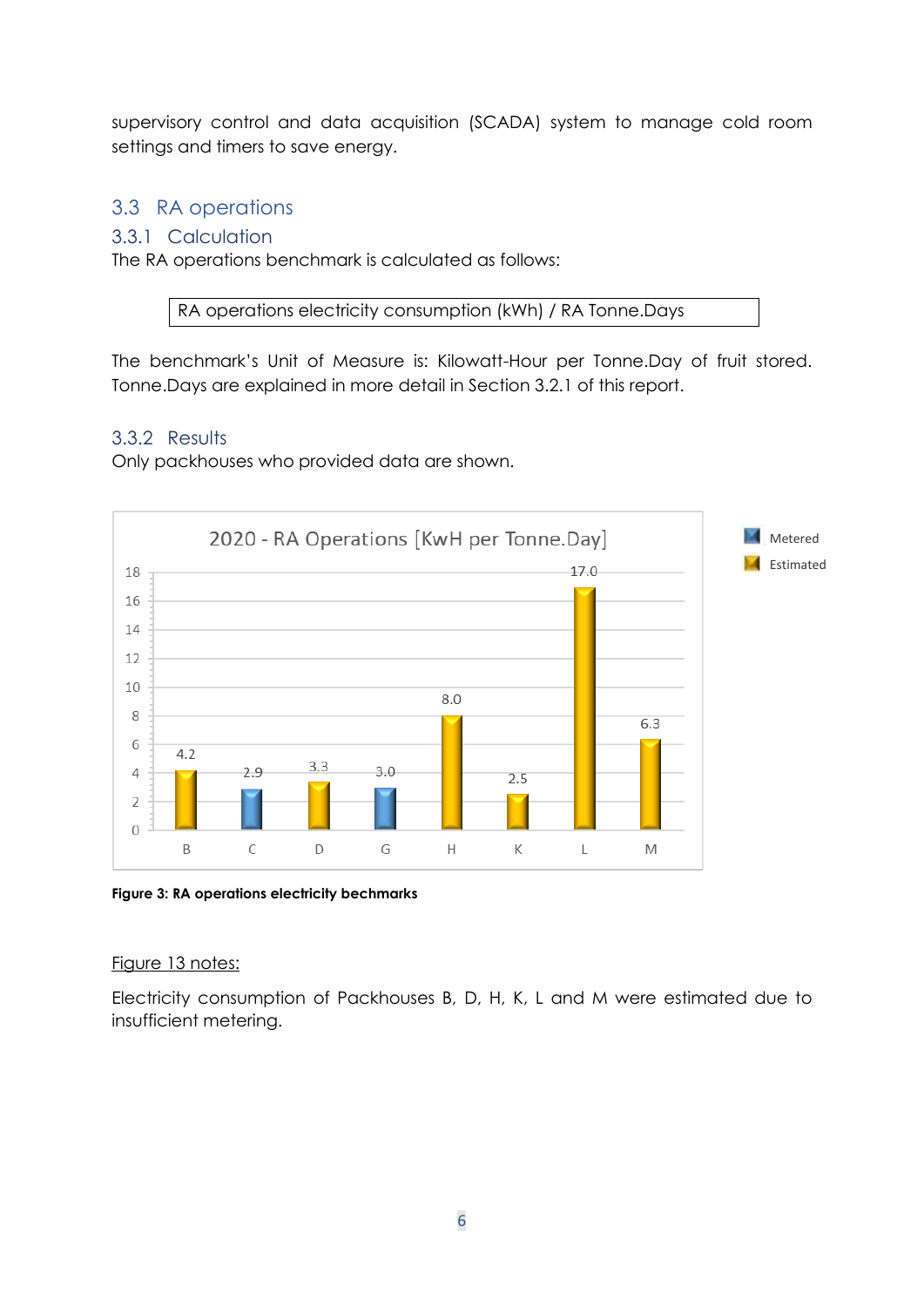supervisory control and data acquisition (SCADA) system to manage cold room settings and timers to save energy.

## 3.3 RA operations

### 3.3.1 Calculation

The RA operations benchmark is calculated as follows:

| RA operations electricity consumption (kWh) / RA Tonne.Days |
|---|

The benchmark's Unit of Measure is: Kilowatt-Hour per Tonne.Day of fruit stored. Tonne.Days are explained in more detail in Section 3.2.1 of this report.

### 3.3.2 Results

Only packhouses who provided data are shown.

2020 - RA Operations [KwH per Tonne.Day]

| Packhouse | Value | Type |
|---|---|---|
| B | 4.2 | Estimated |
| C | 2.9 | Metered |
| D | 3.3 | Estimated |
| G | 3.0 | Metered |
| H | 8.0 | Estimated |
| K | 2.5 | Estimated |
| L | 17.0 | Estimated |
| M | 6.3 | Estimated |

**Figure 3: RA operations electricity bechmarks**

<u>Figure 13 notes:</u>

Electricity consumption of Packhouses B, D, H, K, L and M were estimated due to insufficient metering.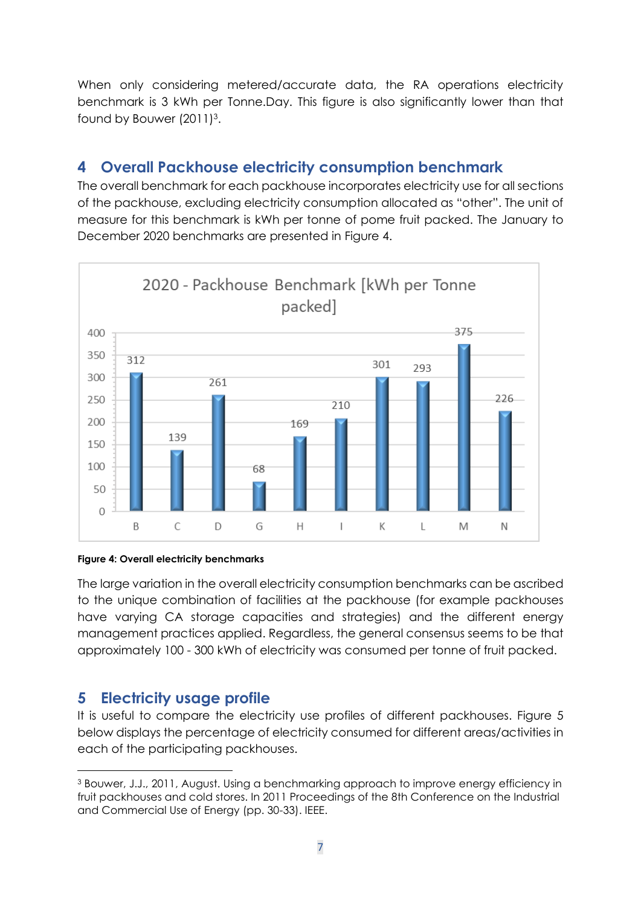When only considering metered/accurate data, the RA operations electricity benchmark is 3 kWh per Tonne.Day. This figure is also significantly lower than that found by Bouwer (2011)[3].

## 4 Overall Packhouse electricity consumption benchmark

The overall benchmark for each packhouse incorporates electricity use for all sections of the packhouse, excluding electricity consumption allocated as "other". The unit of measure for this benchmark is kWh per tonne of pome fruit packed. The January to December 2020 benchmarks are presented in Figure 4.

2020 - Packhouse Benchmark [kWh per Tonne packed]

| Packhouse | kWh per Tonne packed |
| --- | --- |
| B | 312 |
| C | 139 |
| D | 261 |
| G | 68 |
| H | 169 |
| I | 210 |
| K | 301 |
| L | 293 |
| M | 375 |
| N | 226 |

**Figure 4: Overall electricity benchmarks**

The large variation in the overall electricity consumption benchmarks can be ascribed to the unique combination of facilities at the packhouse (for example packhouses have varying CA storage capacities and strategies) and the different energy management practices applied. Regardless, the general consensus seems to be that approximately 100 - 300 kWh of electricity was consumed per tonne of fruit packed.

## 5 Electricity usage profile

It is useful to compare the electricity use profiles of different packhouses. Figure 5 below displays the percentage of electricity consumed for different areas/activities in each of the participating packhouses.

---

[3] Bouwer, J.J., 2011, August. Using a benchmarking approach to improve energy efficiency in fruit packhouses and cold stores. In 2011 Proceedings of the 8th Conference on the Industrial and Commercial Use of Energy (pp. 30-33). IEEE.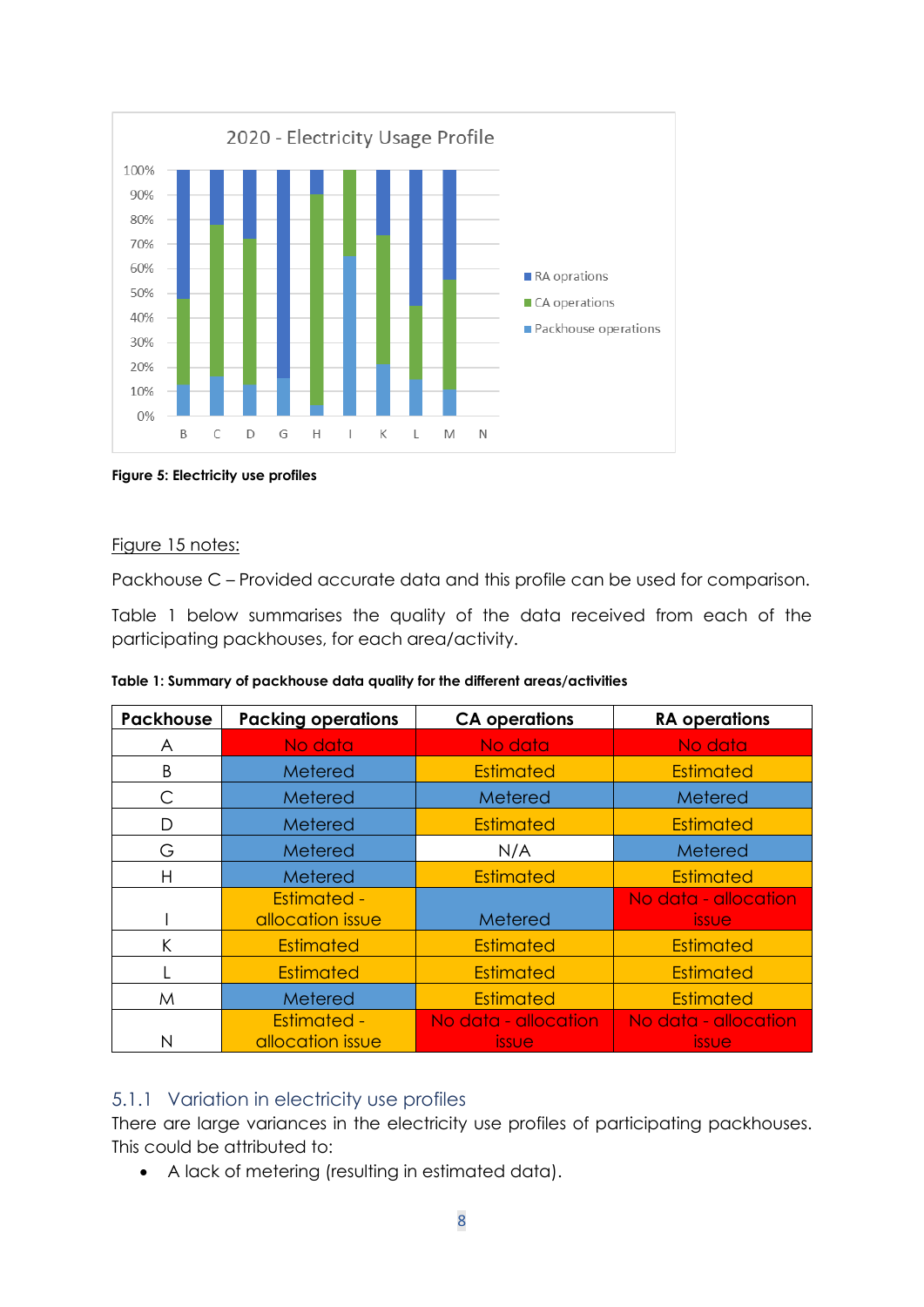2020 - Electricity Usage Profile

**Figure 5: Electricity use profiles**

Figure 15 notes:

Packhouse C – Provided accurate data and this profile can be used for comparison.

Table 1 below summarises the quality of the data received from each of the participating packhouses, for each area/activity.

**Table 1: Summary of packhouse data quality for the different areas/activities**

| Packhouse | Packing operations | CA operations | RA operations |
|---|---|---|---|
| A | No data | No data | No data |
| B | Metered | Estimated | Estimated |
| C | Metered | Metered | Metered |
| D | Metered | Estimated | Estimated |
| G | Metered | N/A | Metered |
| H | Metered | Estimated | Estimated |
| I | Estimated - allocation issue | Metered | No data - allocation issue |
| K | Estimated | Estimated | Estimated |
| L | Estimated | Estimated | Estimated |
| M | Metered | Estimated | Estimated |
| N | Estimated - allocation issue | No data - allocation issue | No data - allocation issue |

### 5.1.1 Variation in electricity use profiles

There are large variances in the electricity use profiles of participating packhouses. This could be attributed to:

- A lack of metering (resulting in estimated data).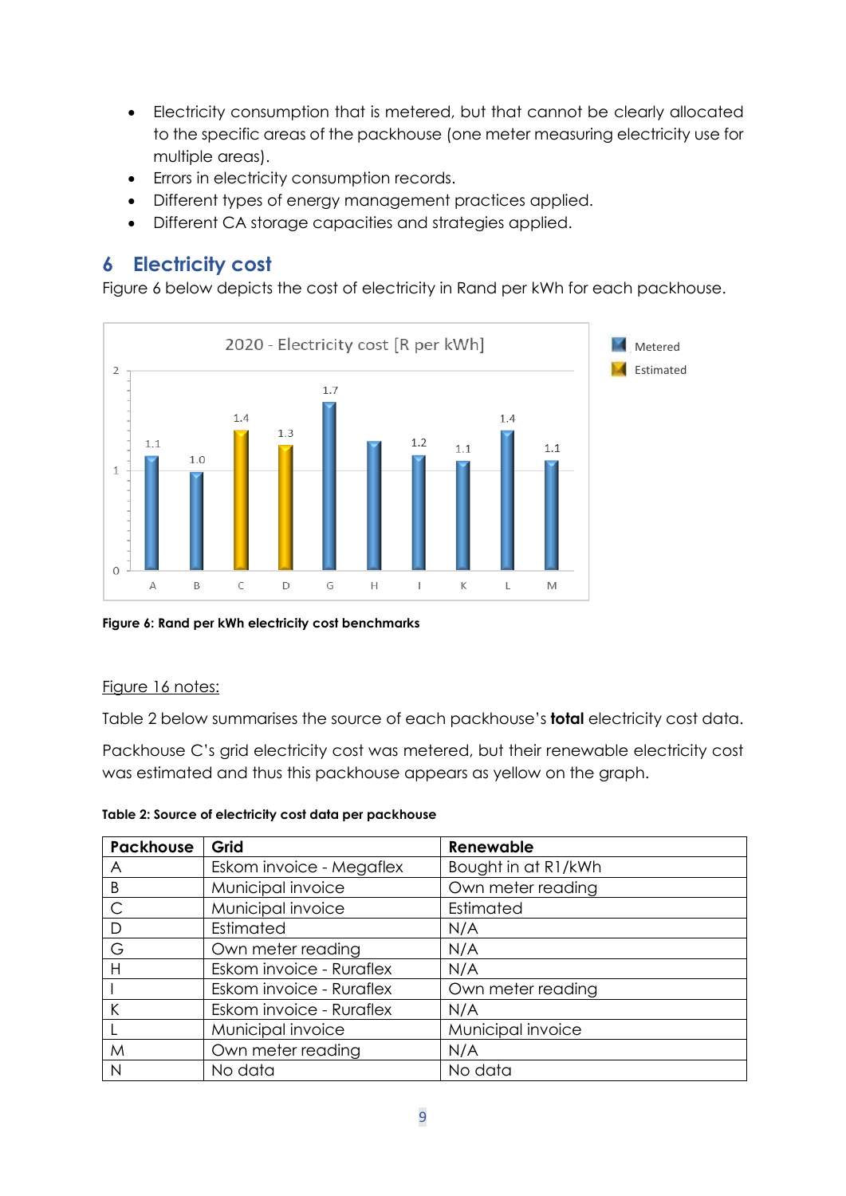- Electricity consumption that is metered, but that cannot be clearly allocated to the specific areas of the packhouse (one meter measuring electricity use for multiple areas).
- Errors in electricity consumption records.
- Different types of energy management practices applied.
- Different CA storage capacities and strategies applied.

## 6 Electricity cost

Figure 6 below depicts the cost of electricity in Rand per kWh for each packhouse.

**Figure 6: Rand per kWh electricity cost benchmarks**

Figure 16 notes:

Table 2 below summarises the source of each packhouse's **total** electricity cost data.

Packhouse C's grid electricity cost was metered, but their renewable electricity cost was estimated and thus this packhouse appears as yellow on the graph.

**Table 2: Source of electricity cost data per packhouse**

| Packhouse | Grid | Renewable |
|---|---|---|
| A | Eskom invoice - Megaflex | Bought in at R1/kWh |
| B | Municipal invoice | Own meter reading |
| C | Municipal invoice | Estimated |
| D | Estimated | N/A |
| G | Own meter reading | N/A |
| H | Eskom invoice - Ruraflex | N/A |
| I | Eskom invoice - Ruraflex | Own meter reading |
| K | Eskom invoice - Ruraflex | N/A |
| L | Municipal invoice | Municipal invoice |
| M | Own meter reading | N/A |
| N | No data | No data |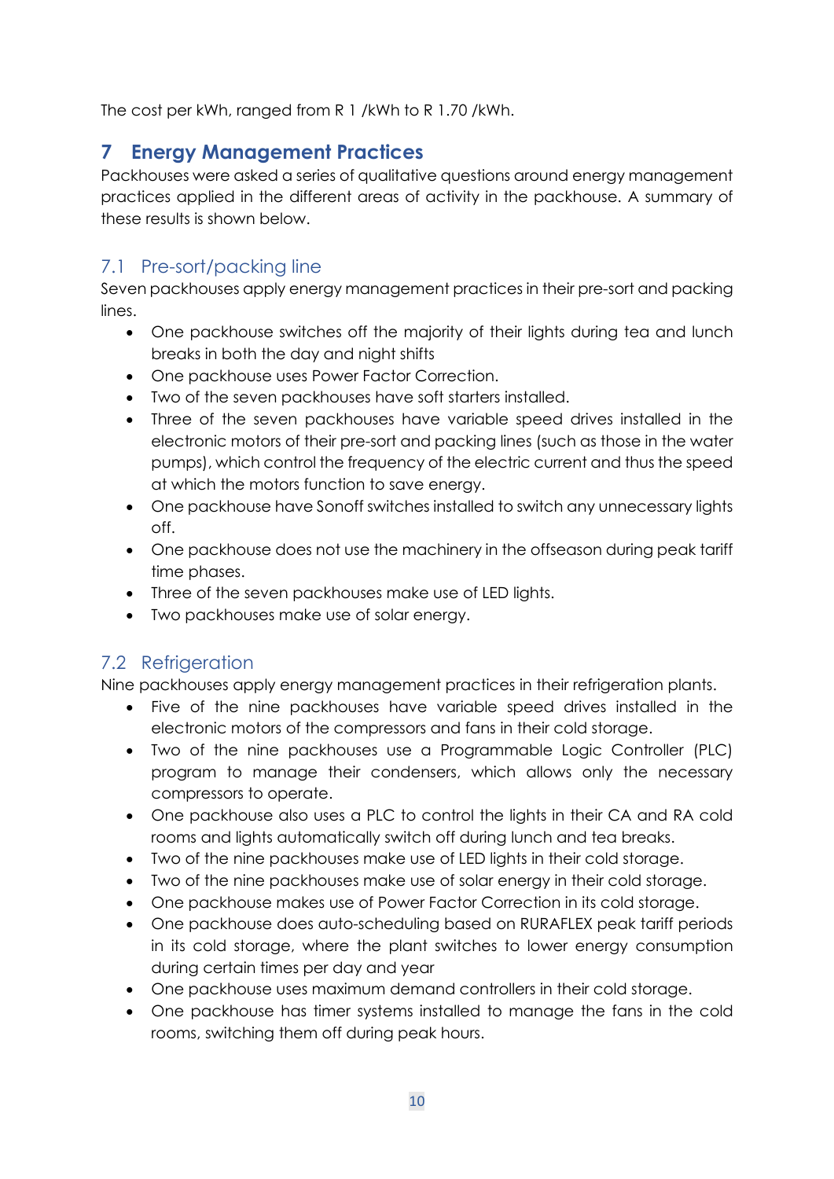The cost per kWh, ranged from R 1 /kWh to R 1.70 /kWh.

# 7 Energy Management Practices

Packhouses were asked a series of qualitative questions around energy management practices applied in the different areas of activity in the packhouse. A summary of these results is shown below.

## 7.1 Pre-sort/packing line

Seven packhouses apply energy management practices in their pre-sort and packing lines.

- One packhouse switches off the majority of their lights during tea and lunch breaks in both the day and night shifts
- One packhouse uses Power Factor Correction.
- Two of the seven packhouses have soft starters installed.
- Three of the seven packhouses have variable speed drives installed in the electronic motors of their pre-sort and packing lines (such as those in the water pumps), which control the frequency of the electric current and thus the speed at which the motors function to save energy.
- One packhouse have Sonoff switches installed to switch any unnecessary lights off.
- One packhouse does not use the machinery in the offseason during peak tariff time phases.
- Three of the seven packhouses make use of LED lights.
- Two packhouses make use of solar energy.

## 7.2 Refrigeration

Nine packhouses apply energy management practices in their refrigeration plants.

- Five of the nine packhouses have variable speed drives installed in the electronic motors of the compressors and fans in their cold storage.
- Two of the nine packhouses use a Programmable Logic Controller (PLC) program to manage their condensers, which allows only the necessary compressors to operate.
- One packhouse also uses a PLC to control the lights in their CA and RA cold rooms and lights automatically switch off during lunch and tea breaks.
- Two of the nine packhouses make use of LED lights in their cold storage.
- Two of the nine packhouses make use of solar energy in their cold storage.
- One packhouse makes use of Power Factor Correction in its cold storage.
- One packhouse does auto-scheduling based on RURAFLEX peak tariff periods in its cold storage, where the plant switches to lower energy consumption during certain times per day and year
- One packhouse uses maximum demand controllers in their cold storage.
- One packhouse has timer systems installed to manage the fans in the cold rooms, switching them off during peak hours.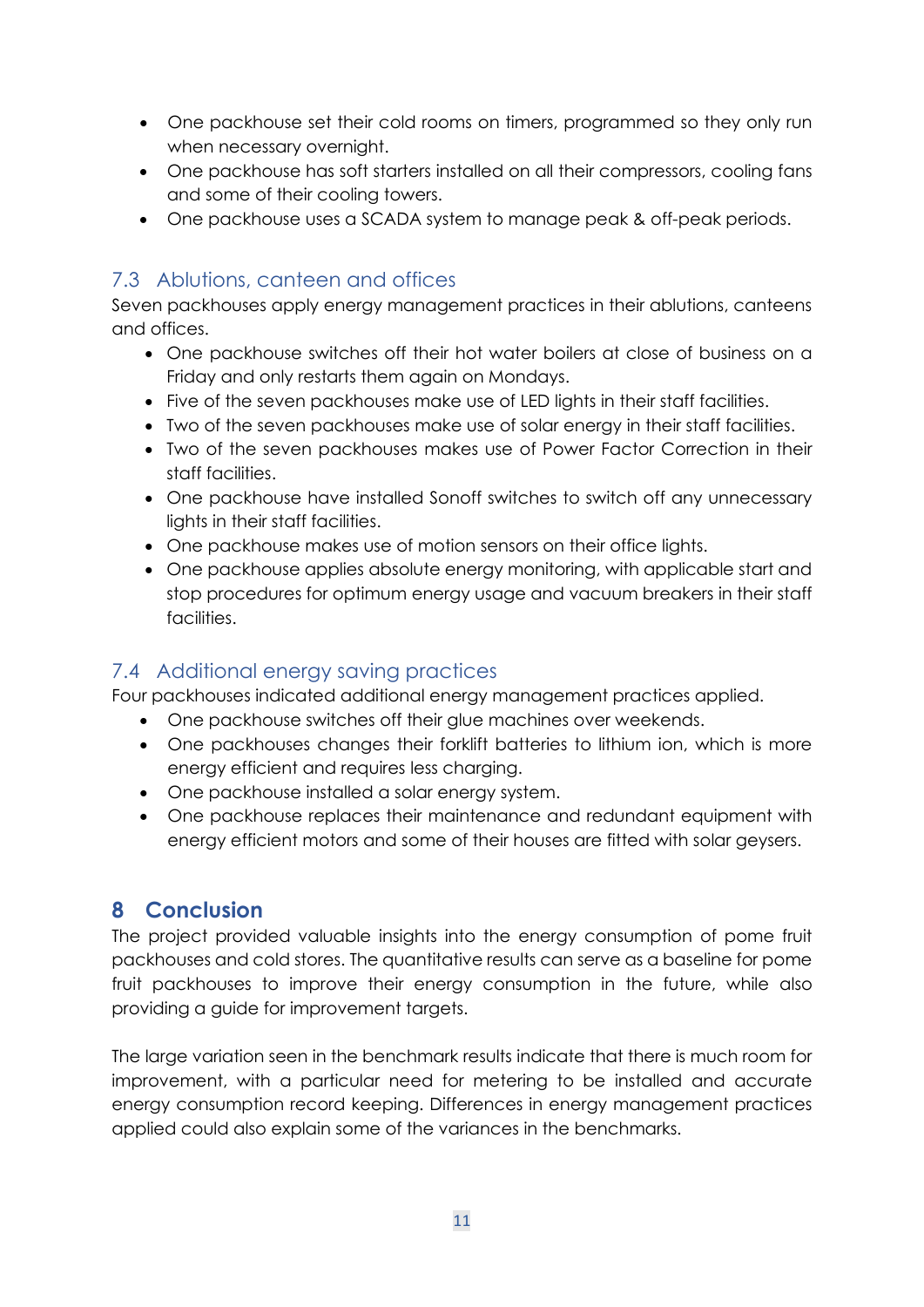- One packhouse set their cold rooms on timers, programmed so they only run when necessary overnight.
- One packhouse has soft starters installed on all their compressors, cooling fans and some of their cooling towers.
- One packhouse uses a SCADA system to manage peak & off-peak periods.

### 7.3 Ablutions, canteen and offices

Seven packhouses apply energy management practices in their ablutions, canteens and offices.

- One packhouse switches off their hot water boilers at close of business on a Friday and only restarts them again on Mondays.
- Five of the seven packhouses make use of LED lights in their staff facilities.
- Two of the seven packhouses make use of solar energy in their staff facilities.
- Two of the seven packhouses makes use of Power Factor Correction in their staff facilities.
- One packhouse have installed Sonoff switches to switch off any unnecessary lights in their staff facilities.
- One packhouse makes use of motion sensors on their office lights.
- One packhouse applies absolute energy monitoring, with applicable start and stop procedures for optimum energy usage and vacuum breakers in their staff facilities.

### 7.4 Additional energy saving practices

Four packhouses indicated additional energy management practices applied.

- One packhouse switches off their glue machines over weekends.
- One packhouses changes their forklift batteries to lithium ion, which is more energy efficient and requires less charging.
- One packhouse installed a solar energy system.
- One packhouse replaces their maintenance and redundant equipment with energy efficient motors and some of their houses are fitted with solar geysers.

## 8 Conclusion

The project provided valuable insights into the energy consumption of pome fruit packhouses and cold stores. The quantitative results can serve as a baseline for pome fruit packhouses to improve their energy consumption in the future, while also providing a guide for improvement targets.

The large variation seen in the benchmark results indicate that there is much room for improvement, with a particular need for metering to be installed and accurate energy consumption record keeping. Differences in energy management practices applied could also explain some of the variances in the benchmarks.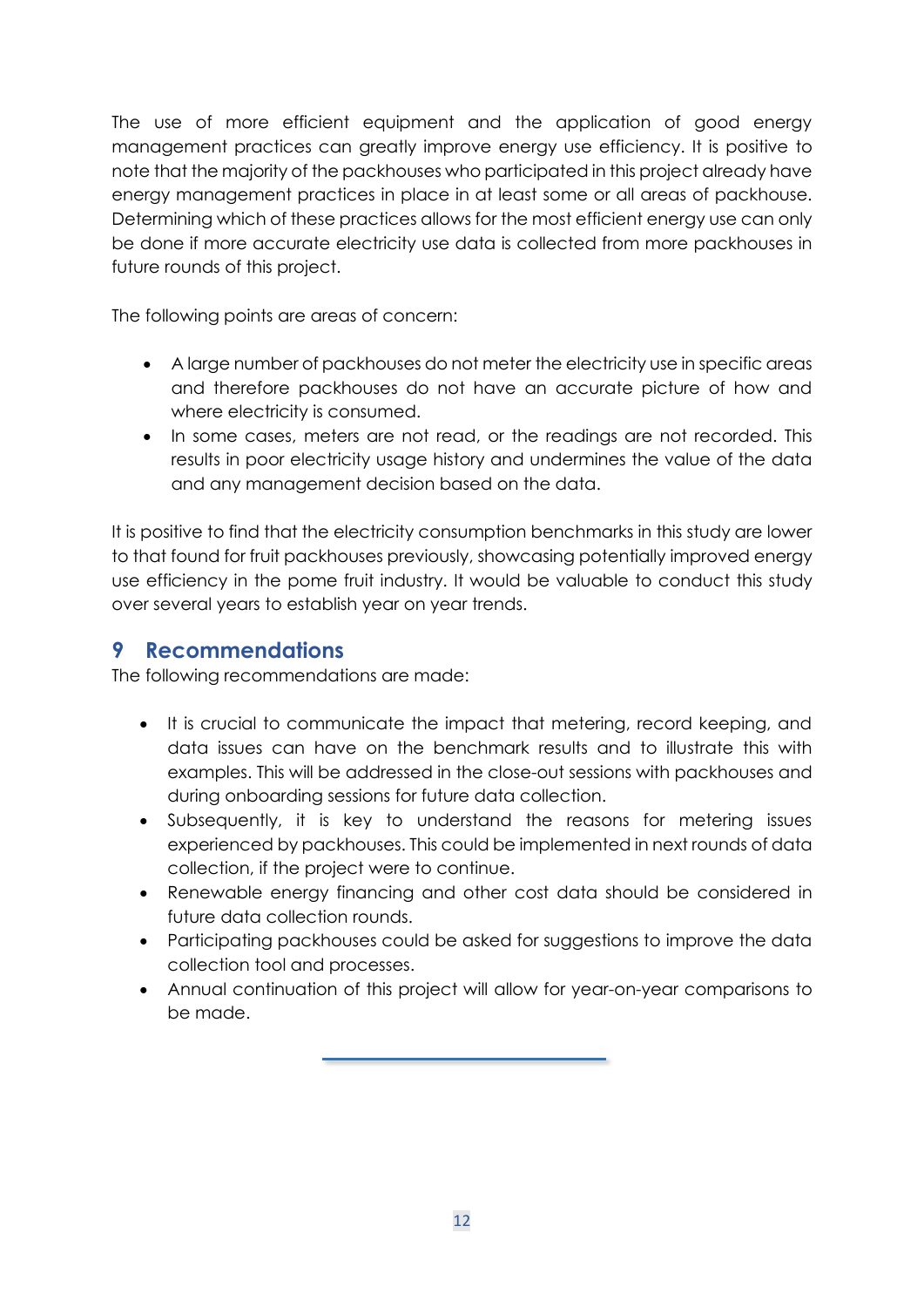The use of more efficient equipment and the application of good energy management practices can greatly improve energy use efficiency. It is positive to note that the majority of the packhouses who participated in this project already have energy management practices in place in at least some or all areas of packhouse. Determining which of these practices allows for the most efficient energy use can only be done if more accurate electricity use data is collected from more packhouses in future rounds of this project.

The following points are areas of concern:

- A large number of packhouses do not meter the electricity use in specific areas and therefore packhouses do not have an accurate picture of how and where electricity is consumed.
- In some cases, meters are not read, or the readings are not recorded. This results in poor electricity usage history and undermines the value of the data and any management decision based on the data.

It is positive to find that the electricity consumption benchmarks in this study are lower to that found for fruit packhouses previously, showcasing potentially improved energy use efficiency in the pome fruit industry. It would be valuable to conduct this study over several years to establish year on year trends.

# 9 Recommendations

The following recommendations are made:

- It is crucial to communicate the impact that metering, record keeping, and data issues can have on the benchmark results and to illustrate this with examples. This will be addressed in the close-out sessions with packhouses and during onboarding sessions for future data collection.
- Subsequently, it is key to understand the reasons for metering issues experienced by packhouses. This could be implemented in next rounds of data collection, if the project were to continue.
- Renewable energy financing and other cost data should be considered in future data collection rounds.
- Participating packhouses could be asked for suggestions to improve the data collection tool and processes.
- Annual continuation of this project will allow for year-on-year comparisons to be made.